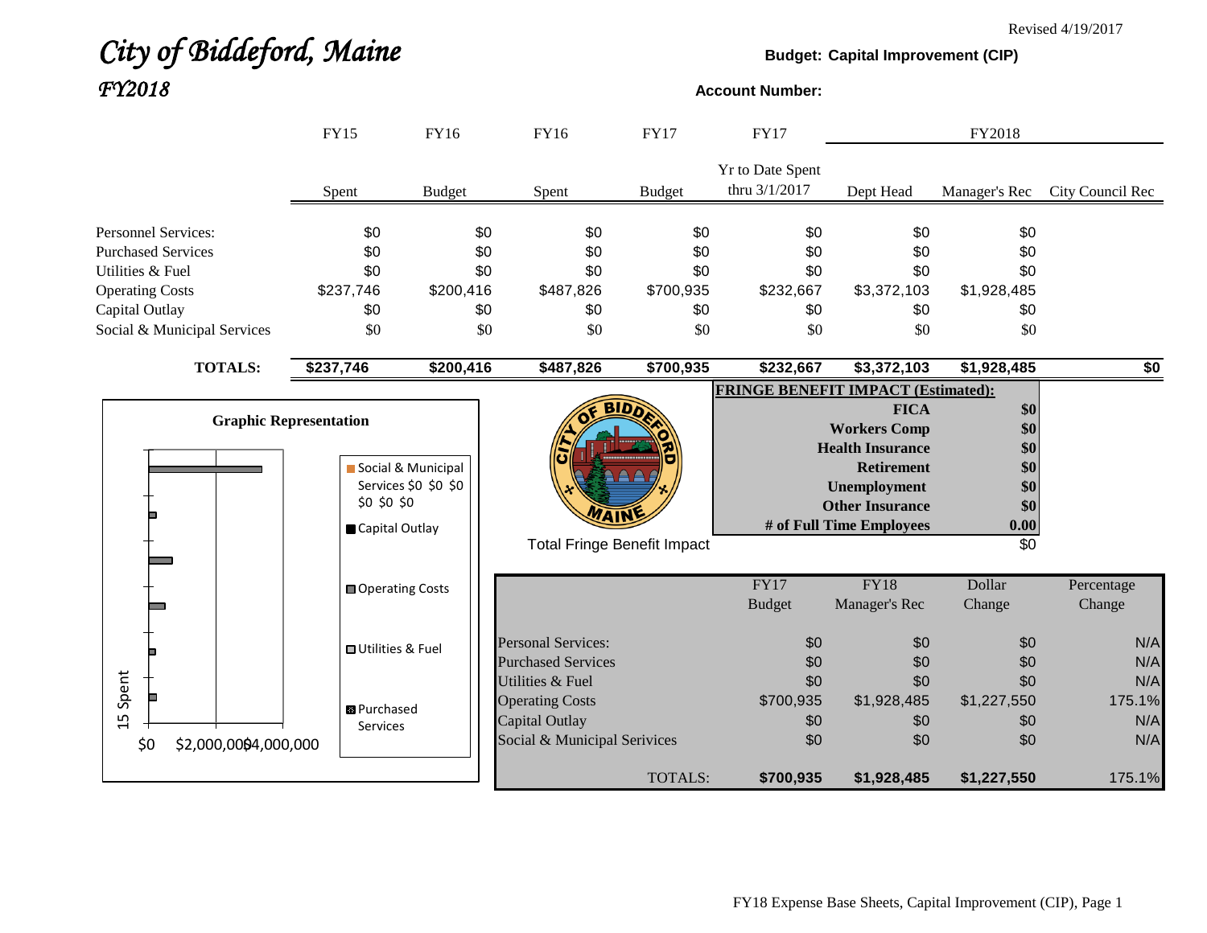# *City of Biddeford, Maine*
## *FY2018*

Revised 4/19/2017

**Budget: Capital Improvement (CIP)**

**Account Number:**

| | FY15 | FY16 | FY16 | FY17 | FY17 | FY2018 | | |
|---|---|---|---|---|---|---|---|---|
| | Spent | Budget | Spent | Budget | Yr to Date Spent thru 3/1/2017 | Dept Head | Manager's Rec | City Council Rec |
| Personnel Services: | $0 | $0 | $0 | $0 | $0 | $0 | $0 | |
| Purchased Services | $0 | $0 | $0 | $0 | $0 | $0 | $0 | |
| Utilities & Fuel | $0 | $0 | $0 | $0 | $0 | $0 | $0 | |
| Operating Costs | $237,746 | $200,416 | $487,826 | $700,935 | $232,667 | $3,372,103 | $1,928,485 | |
| Capital Outlay | $0 | $0 | $0 | $0 | $0 | $0 | $0 | |
| Social & Municipal Services | $0 | $0 | $0 | $0 | $0 | $0 | $0 | |
| **TOTALS:** | **$237,746** | **$200,416** | **$487,826** | **$700,935** | **$232,667** | **$3,372,103** | **$1,928,485** | **$0** |

**Graphic Representation**

Legend: Social & Municipal Services $0 $0 $0 $0 $0 $0; Capital Outlay; Operating Costs; Utilities & Fuel; Purchased Services

Axis: $0, $2,000,000, $4,000,000; 15 Spent

**FRINGE BENEFIT IMPACT (Estimated):**

| | |
|---|---|
| **FICA** | **$0** |
| **Workers Comp** | **$0** |
| **Health Insurance** | **$0** |
| **Retirement** | **$0** |
| **Unemployment** | **$0** |
| **Other Insurance** | **$0** |
| **# of Full Time Employees** | **0.00** |
| Total Fringe Benefit Impact | $0 |

| | FY17 Budget | FY18 Manager's Rec | Dollar Change | Percentage Change |
|---|---|---|---|---|
| Personal Services: | $0 | $0 | $0 | N/A |
| Purchased Services | $0 | $0 | $0 | N/A |
| Utilities & Fuel | $0 | $0 | $0 | N/A |
| Operating Costs | $700,935 | $1,928,485 | $1,227,550 | 175.1% |
| Capital Outlay | $0 | $0 | $0 | N/A |
| Social & Municipal Serivices | $0 | $0 | $0 | N/A |
| TOTALS: | **$700,935** | **$1,928,485** | **$1,227,550** | 175.1% |

FY18 Expense Base Sheets, Capital Improvement (CIP), Page 1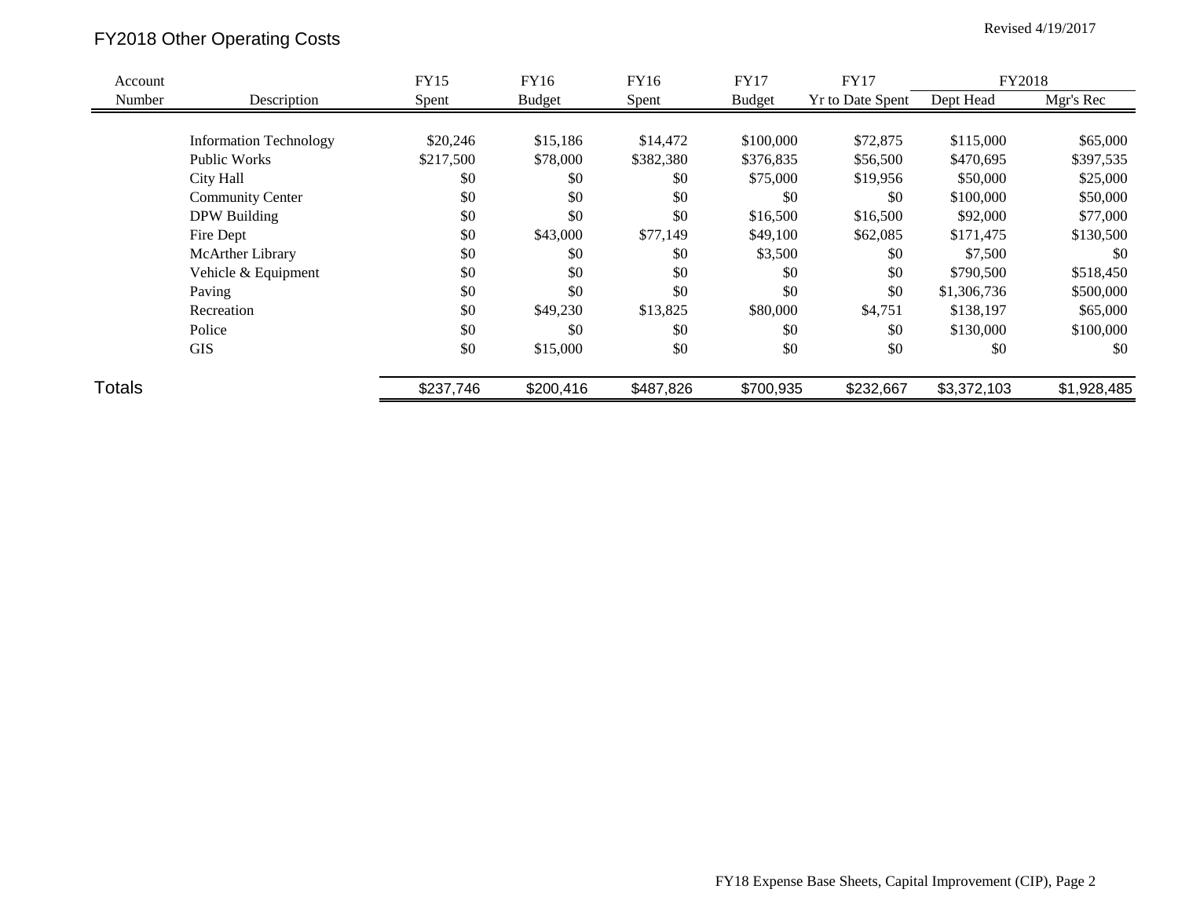# FY2018 Other Operating Costs

Revised 4/19/2017

| Account Number | Description | FY15 Spent | FY16 Budget | FY16 Spent | FY17 Budget | FY17 Yr to Date Spent | FY2018 Dept Head | FY2018 Mgr's Rec |
|---|---|---|---|---|---|---|---|---|
| | Information Technology | $20,246 | $15,186 | $14,472 | $100,000 | $72,875 | $115,000 | $65,000 |
| | Public Works | $217,500 | $78,000 | $382,380 | $376,835 | $56,500 | $470,695 | $397,535 |
| | City Hall | $0 | $0 | $0 | $75,000 | $19,956 | $50,000 | $25,000 |
| | Community Center | $0 | $0 | $0 | $0 | $0 | $100,000 | $50,000 |
| | DPW Building | $0 | $0 | $0 | $16,500 | $16,500 | $92,000 | $77,000 |
| | Fire Dept | $0 | $43,000 | $77,149 | $49,100 | $62,085 | $171,475 | $130,500 |
| | McArther Library | $0 | $0 | $0 | $3,500 | $0 | $7,500 | $0 |
| | Vehicle & Equipment | $0 | $0 | $0 | $0 | $0 | $790,500 | $518,450 |
| | Paving | $0 | $0 | $0 | $0 | $0 | $1,306,736 | $500,000 |
| | Recreation | $0 | $49,230 | $13,825 | $80,000 | $4,751 | $138,197 | $65,000 |
| | Police | $0 | $0 | $0 | $0 | $0 | $130,000 | $100,000 |
| | GIS | $0 | $15,000 | $0 | $0 | $0 | $0 | $0 |
| **Totals** | | $237,746 | $200,416 | $487,826 | $700,935 | $232,667 | $3,372,103 | $1,928,485 |

FY18 Expense Base Sheets, Capital Improvement (CIP), Page 2